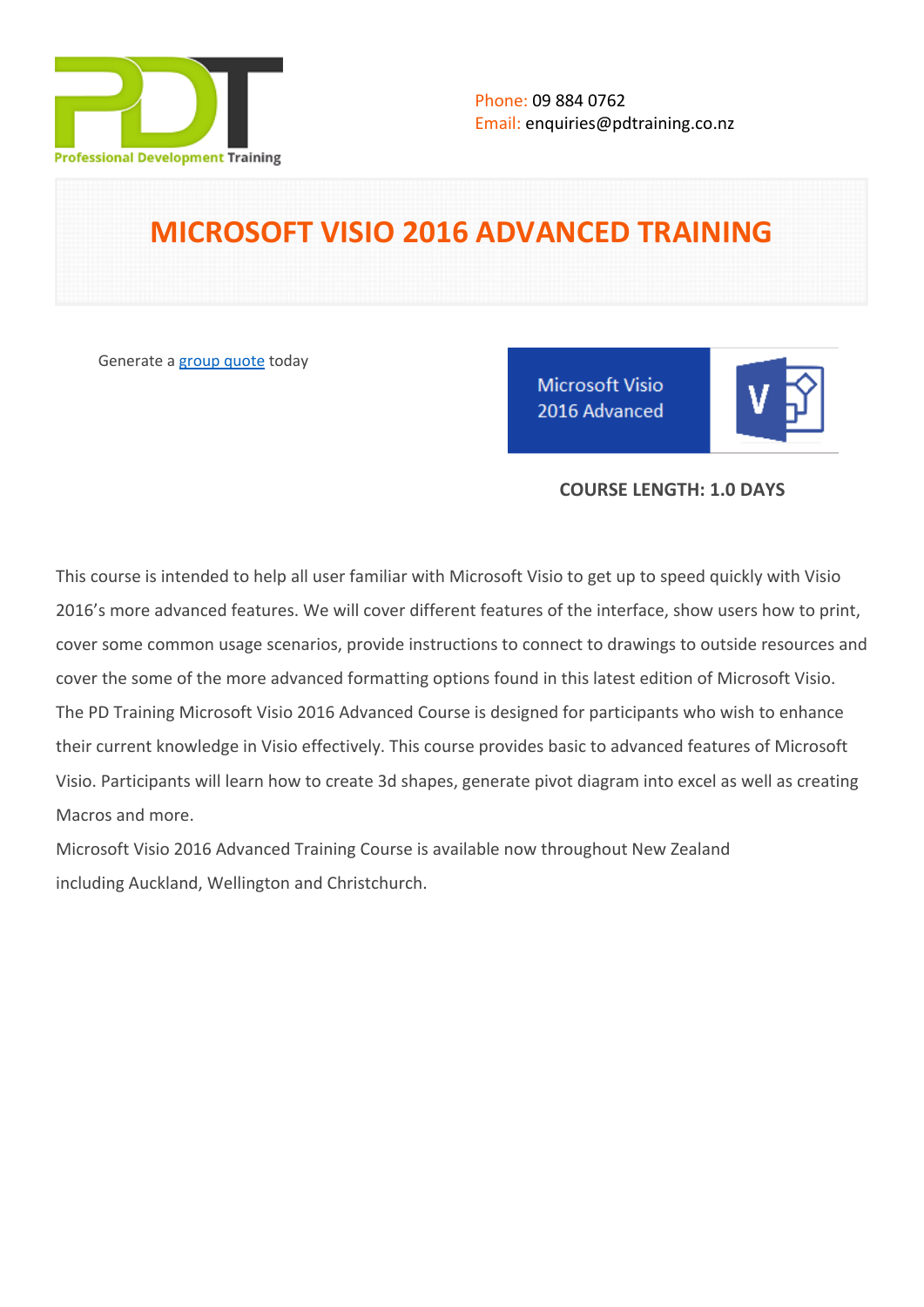Phone: 09 884 0762
Email: enquiries@pdtraining.co.nz

# MICROSOFT VISIO 2016 ADVANCED TRAINING

Generate a group quote today

**COURSE LENGTH: 1.0 DAYS**

This course is intended to help all user familiar with Microsoft Visio to get up to speed quickly with Visio 2016's more advanced features. We will cover different features of the interface, show users how to print, cover some common usage scenarios, provide instructions to connect to drawings to outside resources and cover the some of the more advanced formatting options found in this latest edition of Microsoft Visio.

The PD Training Microsoft Visio 2016 Advanced Course is designed for participants who wish to enhance their current knowledge in Visio effectively. This course provides basic to advanced features of Microsoft Visio. Participants will learn how to create 3d shapes, generate pivot diagram into excel as well as creating Macros and more.

Microsoft Visio 2016 Advanced Training Course is available now throughout New Zealand including Auckland, Wellington and Christchurch.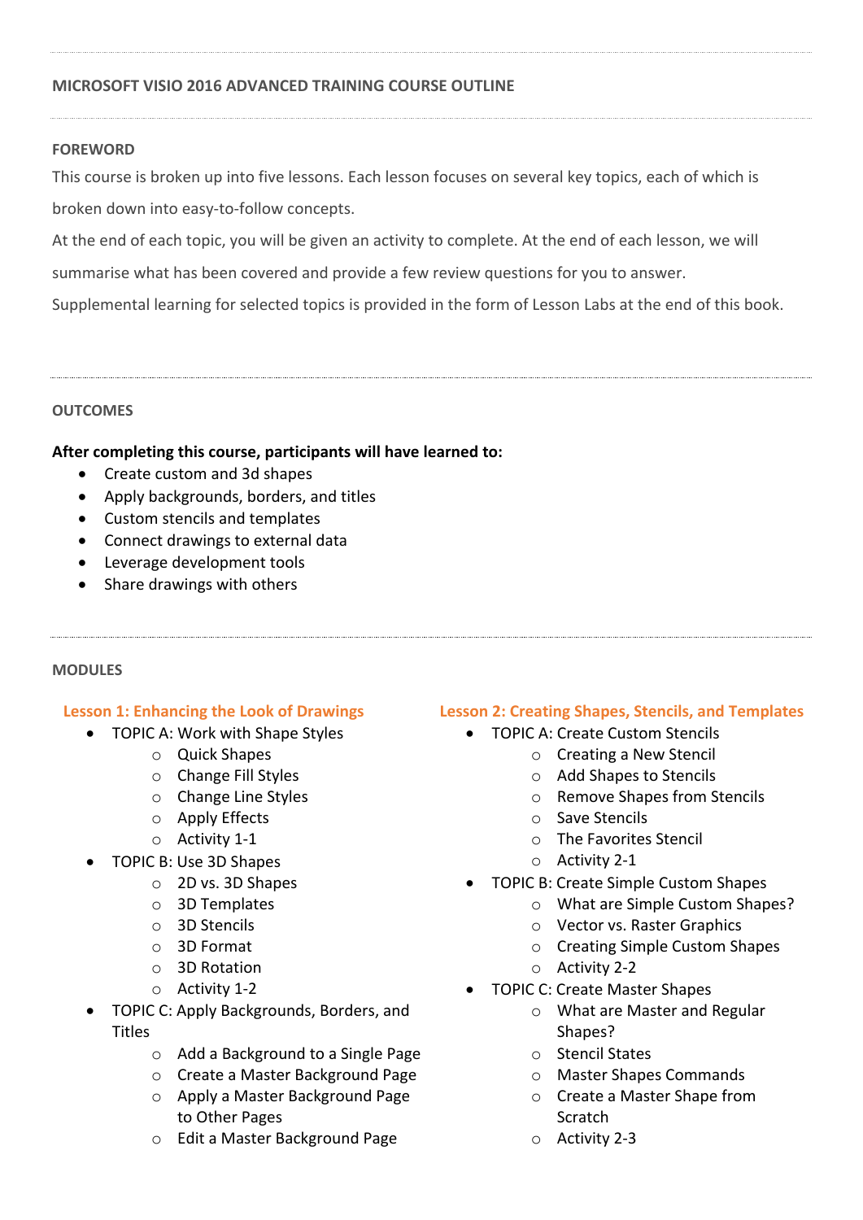## MICROSOFT VISIO 2016 ADVANCED TRAINING COURSE OUTLINE

### FOREWORD

This course is broken up into five lessons. Each lesson focuses on several key topics, each of which is broken down into easy-to-follow concepts.

At the end of each topic, you will be given an activity to complete. At the end of each lesson, we will summarise what has been covered and provide a few review questions for you to answer.

Supplemental learning for selected topics is provided in the form of Lesson Labs at the end of this book.

### OUTCOMES

**After completing this course, participants will have learned to:**

- Create custom and 3d shapes
- Apply backgrounds, borders, and titles
- Custom stencils and templates
- Connect drawings to external data
- Leverage development tools
- Share drawings with others

### MODULES

#### Lesson 1: Enhancing the Look of Drawings

- TOPIC A: Work with Shape Styles
  - Quick Shapes
  - Change Fill Styles
  - Change Line Styles
  - Apply Effects
  - Activity 1-1
- TOPIC B: Use 3D Shapes
  - 2D vs. 3D Shapes
  - 3D Templates
  - 3D Stencils
  - 3D Format
  - 3D Rotation
  - Activity 1-2
- TOPIC C: Apply Backgrounds, Borders, and Titles
  - Add a Background to a Single Page
  - Create a Master Background Page
  - Apply a Master Background Page to Other Pages
  - Edit a Master Background Page

#### Lesson 2: Creating Shapes, Stencils, and Templates

- TOPIC A: Create Custom Stencils
  - Creating a New Stencil
  - Add Shapes to Stencils
  - Remove Shapes from Stencils
  - Save Stencils
  - The Favorites Stencil
  - Activity 2-1
- TOPIC B: Create Simple Custom Shapes
  - What are Simple Custom Shapes?
  - Vector vs. Raster Graphics
  - Creating Simple Custom Shapes
  - Activity 2-2
- TOPIC C: Create Master Shapes
  - What are Master and Regular Shapes?
  - Stencil States
  - Master Shapes Commands
  - Create a Master Shape from Scratch
  - Activity 2-3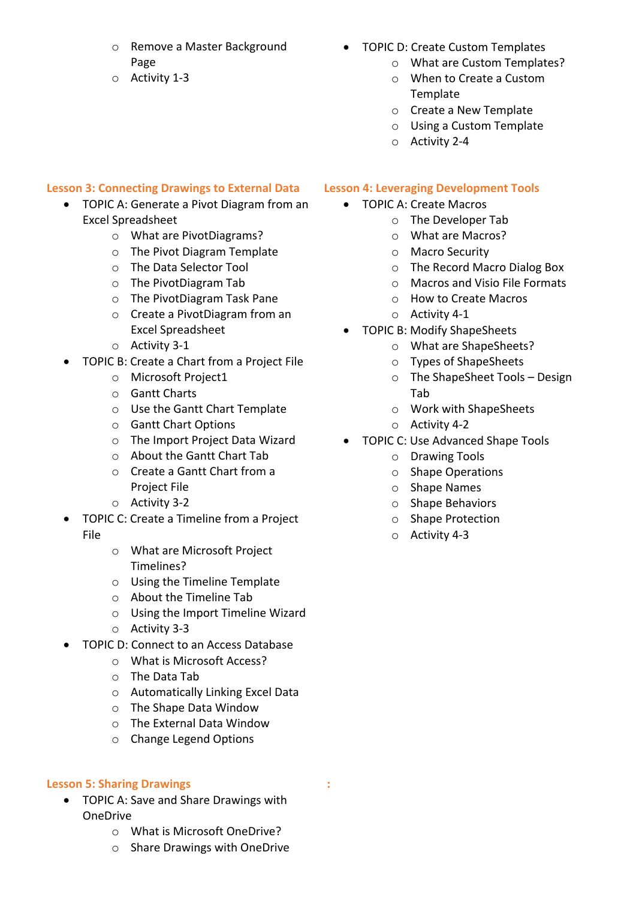- Remove a Master Background Page
- Activity 1-3

- TOPIC D: Create Custom Templates
    - What are Custom Templates?
    - When to Create a Custom Template
    - Create a New Template
    - Using a Custom Template
    - Activity 2-4

## Lesson 3: Connecting Drawings to External Data

- TOPIC A: Generate a Pivot Diagram from an Excel Spreadsheet
    - What are PivotDiagrams?
    - The Pivot Diagram Template
    - The Data Selector Tool
    - The PivotDiagram Tab
    - The PivotDiagram Task Pane
    - Create a PivotDiagram from an Excel Spreadsheet
    - Activity 3-1
- TOPIC B: Create a Chart from a Project File
    - Microsoft Project1
    - Gantt Charts
    - Use the Gantt Chart Template
    - Gantt Chart Options
    - The Import Project Data Wizard
    - About the Gantt Chart Tab
    - Create a Gantt Chart from a Project File
    - Activity 3-2
- TOPIC C: Create a Timeline from a Project File
    - What are Microsoft Project Timelines?
    - Using the Timeline Template
    - About the Timeline Tab
    - Using the Import Timeline Wizard
    - Activity 3-3
- TOPIC D: Connect to an Access Database
    - What is Microsoft Access?
    - The Data Tab
    - Automatically Linking Excel Data
    - The Shape Data Window
    - The External Data Window
    - Change Legend Options

## Lesson 4: Leveraging Development Tools

- TOPIC A: Create Macros
    - The Developer Tab
    - What are Macros?
    - Macro Security
    - The Record Macro Dialog Box
    - Macros and Visio File Formats
    - How to Create Macros
    - Activity 4-1
- TOPIC B: Modify ShapeSheets
    - What are ShapeSheets?
    - Types of ShapeSheets
    - The ShapeSheet Tools – Design Tab
    - Work with ShapeSheets
    - Activity 4-2
- TOPIC C: Use Advanced Shape Tools
    - Drawing Tools
    - Shape Operations
    - Shape Names
    - Shape Behaviors
    - Shape Protection
    - Activity 4-3

## Lesson 5: Sharing Drawings

- TOPIC A: Save and Share Drawings with OneDrive
    - What is Microsoft OneDrive?
    - Share Drawings with OneDrive

: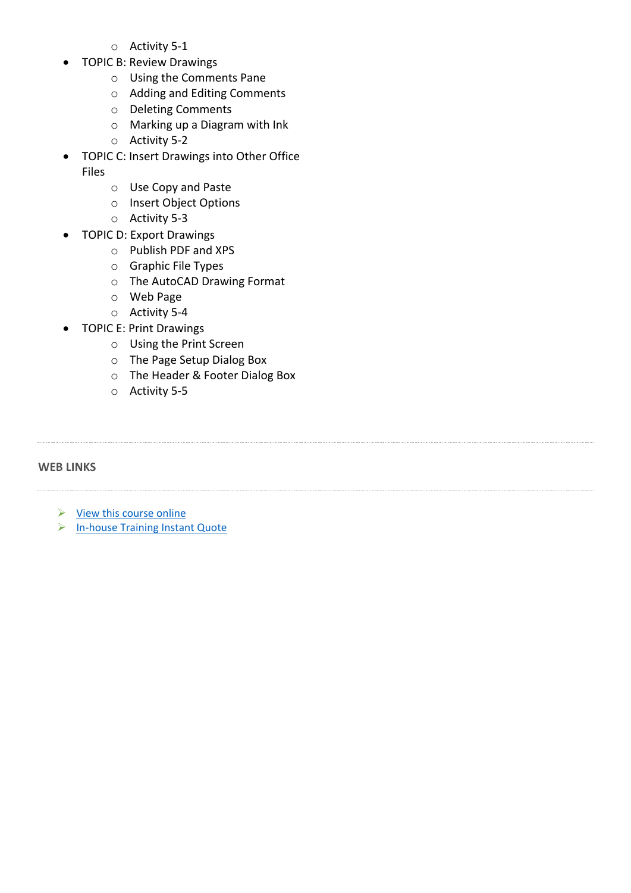- Activity 5-1
- TOPIC B: Review Drawings
    - Using the Comments Pane
    - Adding and Editing Comments
    - Deleting Comments
    - Marking up a Diagram with Ink
    - Activity 5-2
- TOPIC C: Insert Drawings into Other Office Files
    - Use Copy and Paste
    - Insert Object Options
    - Activity 5-3
- TOPIC D: Export Drawings
    - Publish PDF and XPS
    - Graphic File Types
    - The AutoCAD Drawing Format
    - Web Page
    - Activity 5-4
- TOPIC E: Print Drawings
    - Using the Print Screen
    - The Page Setup Dialog Box
    - The Header & Footer Dialog Box
    - Activity 5-5

---

**WEB LINKS**

---

- View this course online
- In-house Training Instant Quote